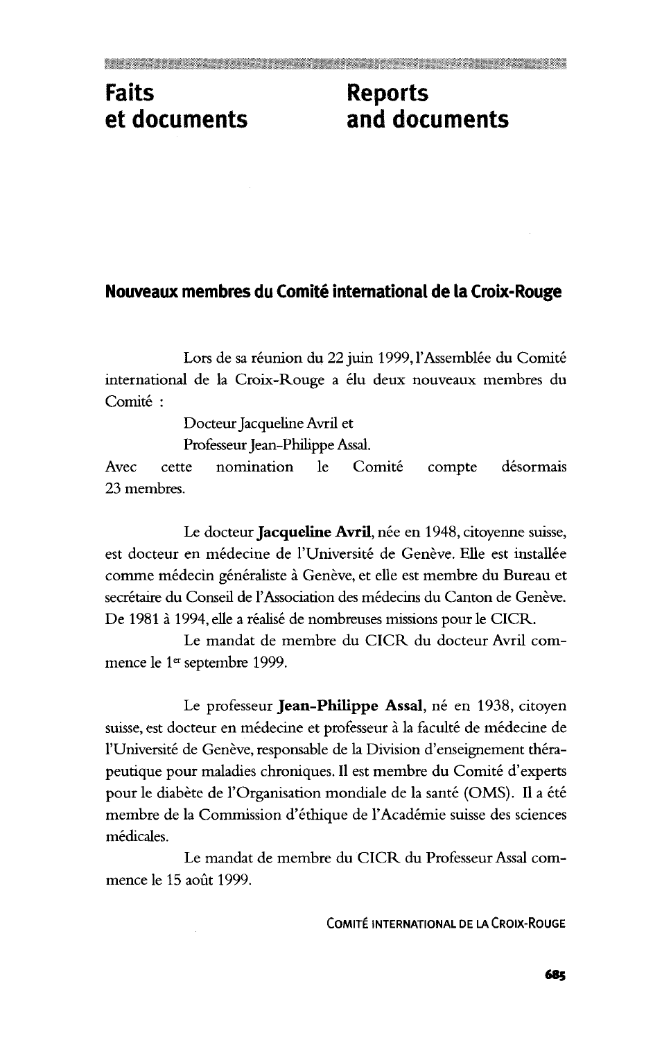# Faits et documents

# Reports and documents

## Nouveaux membres du Comité international de la Croix-Rouge

Lors de sa réunion du 22 juin 1999, l'Assemblée du Comité international de la Croix-Rouge a élu deux nouveaux membres du Comité :

Docteur Jacqueline Avril et
Professeur Jean-Philippe Assal.

Avec cette nomination le Comité compte désormais 23 membres.

Le docteur **Jacqueline Avril**, née en 1948, citoyenne suisse, est docteur en médecine de l'Université de Genève. Elle est installée comme médecin généraliste à Genève, et elle est membre du Bureau et secrétaire du Conseil de l'Association des médecins du Canton de Genève. De 1981 à 1994, elle a réalisé de nombreuses missions pour le CICR.

Le mandat de membre du CICR du docteur Avril commence le 1er septembre 1999.

Le professeur **Jean-Philippe Assal**, né en 1938, citoyen suisse, est docteur en médecine et professeur à la faculté de médecine de l'Université de Genève, responsable de la Division d'enseignement thérapeutique pour maladies chroniques. Il est membre du Comité d'experts pour le diabète de l'Organisation mondiale de la santé (OMS). Il a été membre de la Commission d'éthique de l'Académie suisse des sciences médicales.

Le mandat de membre du CICR du Professeur Assal commence le 15 août 1999.

COMITÉ INTERNATIONAL DE LA CROIX-ROUGE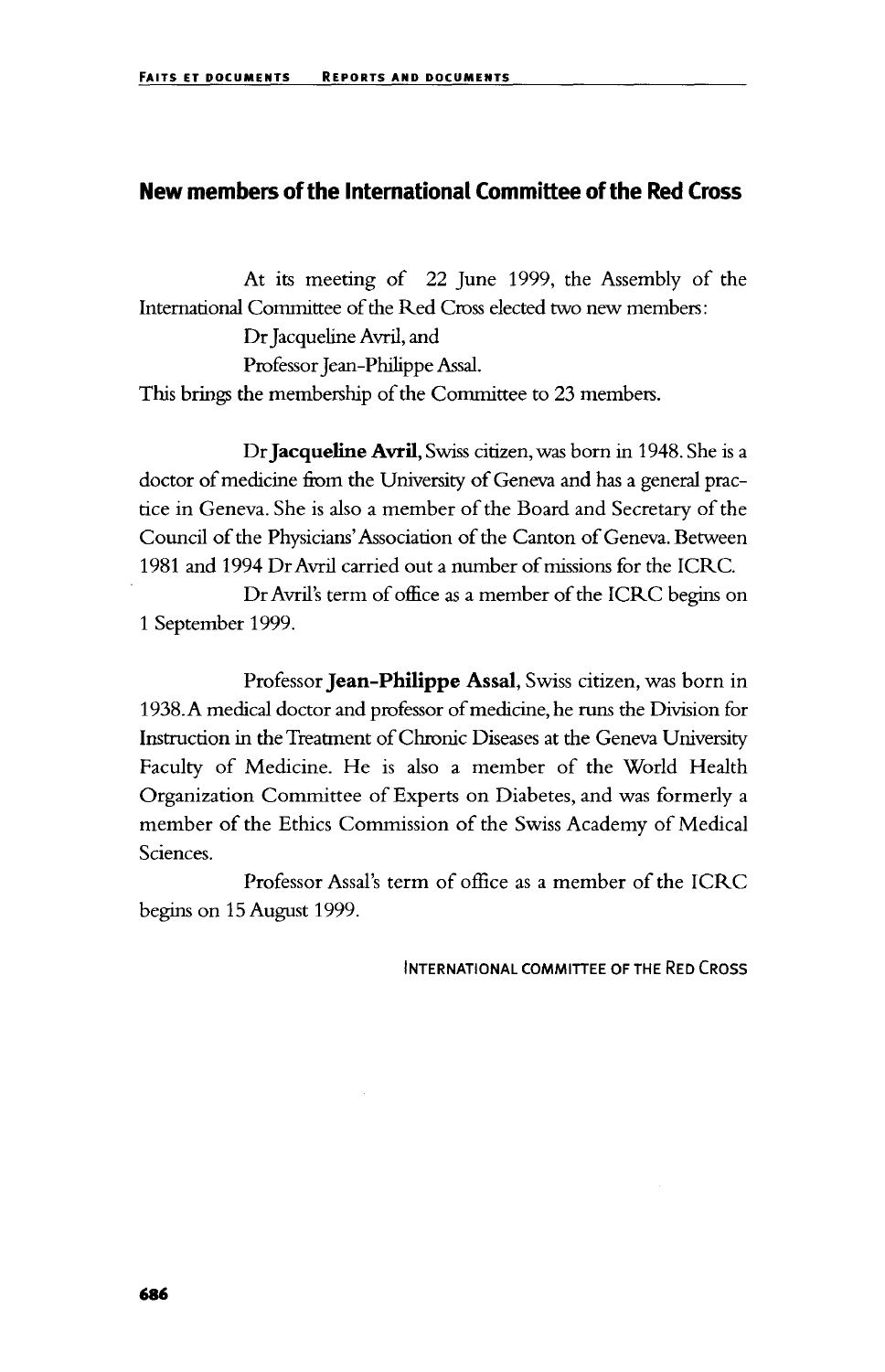## New members of the International Committee of the Red Cross

At its meeting of 22 June 1999, the Assembly of the International Committee of the Red Cross elected two new members:

Dr Jacqueline Avril, and

Professor Jean-Philippe Assal.

This brings the membership of the Committee to 23 members.

Dr **Jacqueline Avril**, Swiss citizen, was born in 1948. She is a doctor of medicine from the University of Geneva and has a general practice in Geneva. She is also a member of the Board and Secretary of the Council of the Physicians' Association of the Canton of Geneva. Between 1981 and 1994 Dr Avril carried out a number of missions for the ICRC.

Dr Avril's term of office as a member of the ICRC begins on 1 September 1999.

Professor **Jean-Philippe Assal**, Swiss citizen, was born in 1938. A medical doctor and professor of medicine, he runs the Division for Instruction in the Treatment of Chronic Diseases at the Geneva University Faculty of Medicine. He is also a member of the World Health Organization Committee of Experts on Diabetes, and was formerly a member of the Ethics Commission of the Swiss Academy of Medical Sciences.

Professor Assal's term of office as a member of the ICRC begins on 15 August 1999.

INTERNATIONAL COMMITTEE OF THE RED CROSS